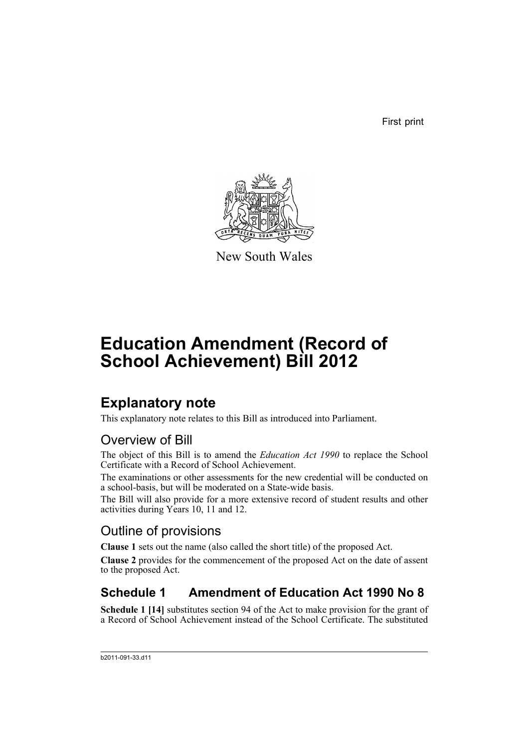First print

New South Wales

# Education Amendment (Record of School Achievement) Bill 2012

## Explanatory note

This explanatory note relates to this Bill as introduced into Parliament.

### Overview of Bill

The object of this Bill is to amend the *Education Act 1990* to replace the School Certificate with a Record of School Achievement.

The examinations or other assessments for the new credential will be conducted on a school-basis, but will be moderated on a State-wide basis.

The Bill will also provide for a more extensive record of student results and other activities during Years 10, 11 and 12.

### Outline of provisions

**Clause 1** sets out the name (also called the short title) of the proposed Act.

**Clause 2** provides for the commencement of the proposed Act on the date of assent to the proposed Act.

## Schedule 1 Amendment of Education Act 1990 No 8

**Schedule 1 [14]** substitutes section 94 of the Act to make provision for the grant of a Record of School Achievement instead of the School Certificate. The substituted

b2011-091-33.d11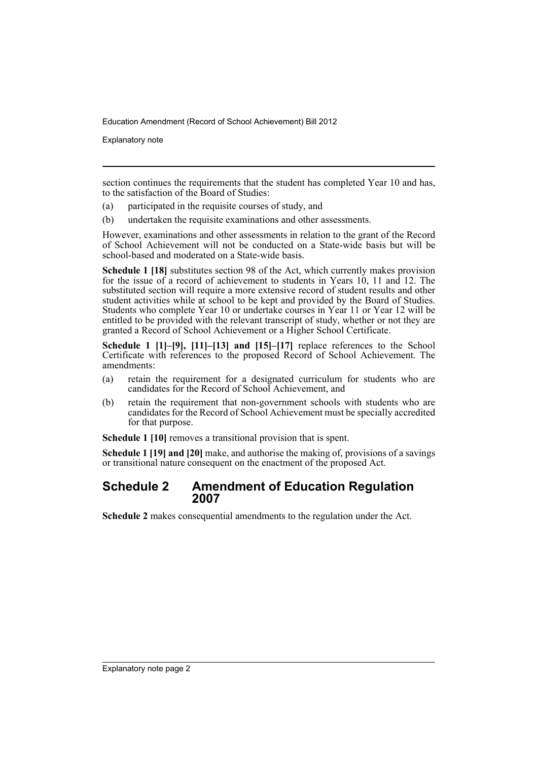section continues the requirements that the student has completed Year 10 and has, to the satisfaction of the Board of Studies:

(a) participated in the requisite courses of study, and

(b) undertaken the requisite examinations and other assessments.

However, examinations and other assessments in relation to the grant of the Record of School Achievement will not be conducted on a State-wide basis but will be school-based and moderated on a State-wide basis.

**Schedule 1 [18]** substitutes section 98 of the Act, which currently makes provision for the issue of a record of achievement to students in Years 10, 11 and 12. The substituted section will require a more extensive record of student results and other student activities while at school to be kept and provided by the Board of Studies. Students who complete Year 10 or undertake courses in Year 11 or Year 12 will be entitled to be provided with the relevant transcript of study, whether or not they are granted a Record of School Achievement or a Higher School Certificate.

**Schedule 1 [1]–[9], [11]–[13] and [15]–[17]** replace references to the School Certificate with references to the proposed Record of School Achievement. The amendments:

(a) retain the requirement for a designated curriculum for students who are candidates for the Record of School Achievement, and

(b) retain the requirement that non-government schools with students who are candidates for the Record of School Achievement must be specially accredited for that purpose.

**Schedule 1 [10]** removes a transitional provision that is spent.

**Schedule 1 [19] and [20]** make, and authorise the making of, provisions of a savings or transitional nature consequent on the enactment of the proposed Act.

## Schedule 2 Amendment of Education Regulation 2007

**Schedule 2** makes consequential amendments to the regulation under the Act.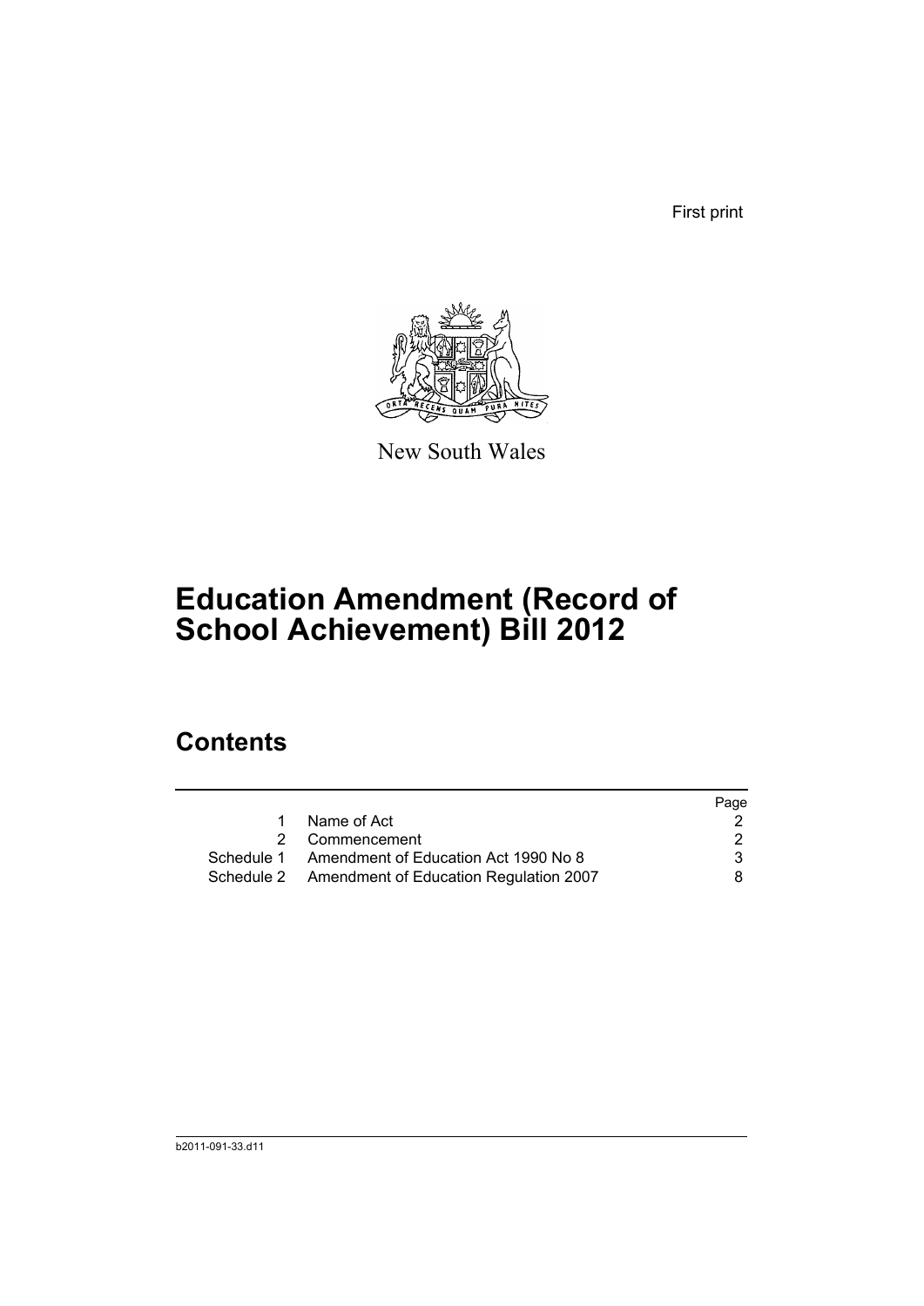First print

New South Wales

# Education Amendment (Record of School Achievement) Bill 2012

## Contents

| | | Page |
|---|---|---|
| 1 | Name of Act | 2 |
| 2 | Commencement | 2 |
| Schedule 1 | Amendment of Education Act 1990 No 8 | 3 |
| Schedule 2 | Amendment of Education Regulation 2007 | 8 |

b2011-091-33.d11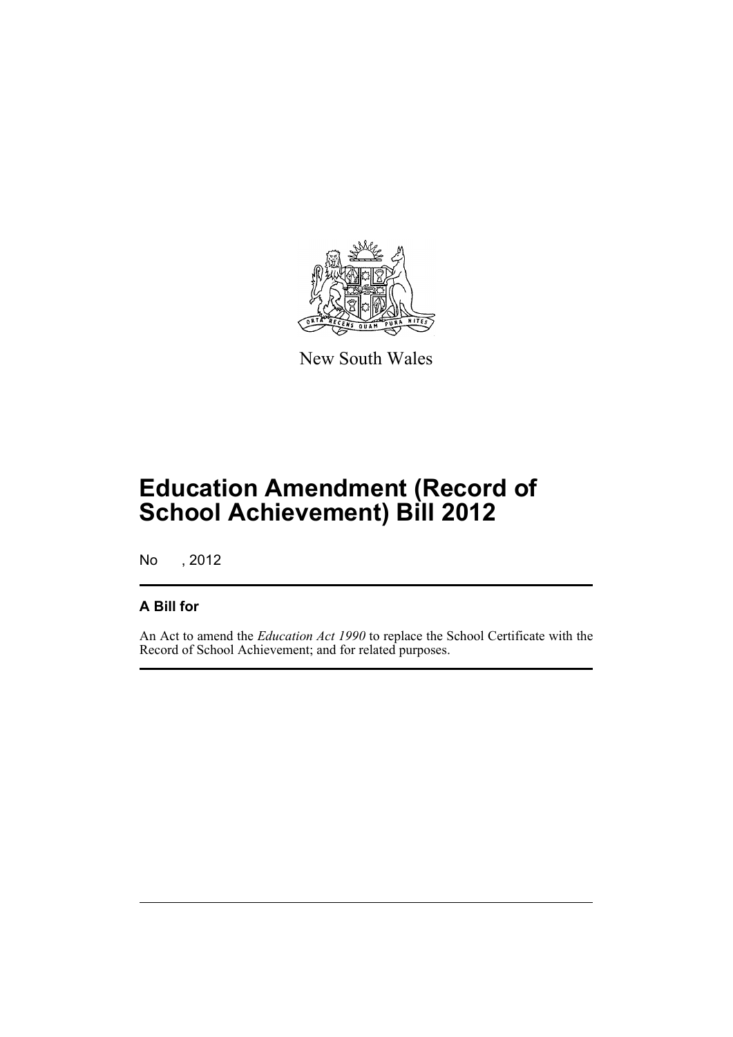New South Wales

# Education Amendment (Record of School Achievement) Bill 2012

No , 2012

## A Bill for

An Act to amend the *Education Act 1990* to replace the School Certificate with the Record of School Achievement; and for related purposes.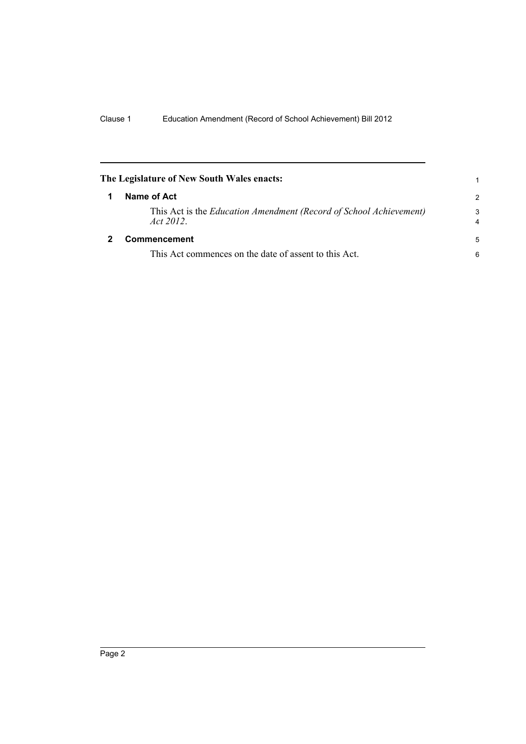**The Legislature of New South Wales enacts:**

## 1 Name of Act

This Act is the *Education Amendment (Record of School Achievement) Act 2012*.

## 2 Commencement

This Act commences on the date of assent to this Act.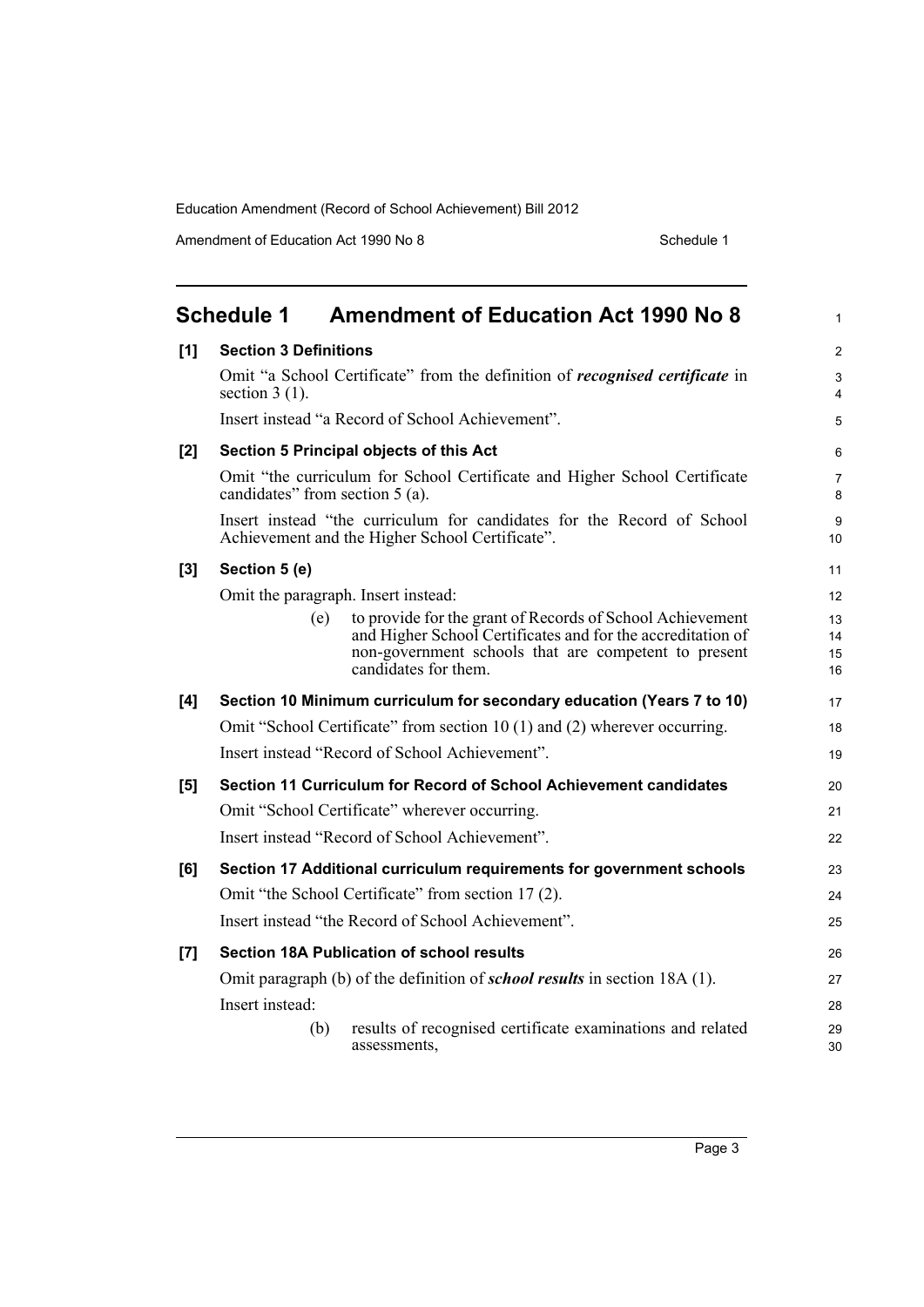## Schedule 1 Amendment of Education Act 1990 No 8

**[1] Section 3 Definitions**

Omit "a School Certificate" from the definition of ***recognised certificate*** in section 3 (1).

Insert instead "a Record of School Achievement".

**[2] Section 5 Principal objects of this Act**

Omit "the curriculum for School Certificate and Higher School Certificate candidates" from section 5 (a).

Insert instead "the curriculum for candidates for the Record of School Achievement and the Higher School Certificate".

**[3] Section 5 (e)**

Omit the paragraph. Insert instead:

> (e) to provide for the grant of Records of School Achievement and Higher School Certificates and for the accreditation of non-government schools that are competent to present candidates for them.

**[4] Section 10 Minimum curriculum for secondary education (Years 7 to 10)**

Omit "School Certificate" from section 10 (1) and (2) wherever occurring.

Insert instead "Record of School Achievement".

**[5] Section 11 Curriculum for Record of School Achievement candidates**

Omit "School Certificate" wherever occurring.

Insert instead "Record of School Achievement".

**[6] Section 17 Additional curriculum requirements for government schools**

Omit "the School Certificate" from section 17 (2).

Insert instead "the Record of School Achievement".

**[7] Section 18A Publication of school results**

Omit paragraph (b) of the definition of ***school results*** in section 18A (1).

Insert instead:

> (b) results of recognised certificate examinations and related assessments,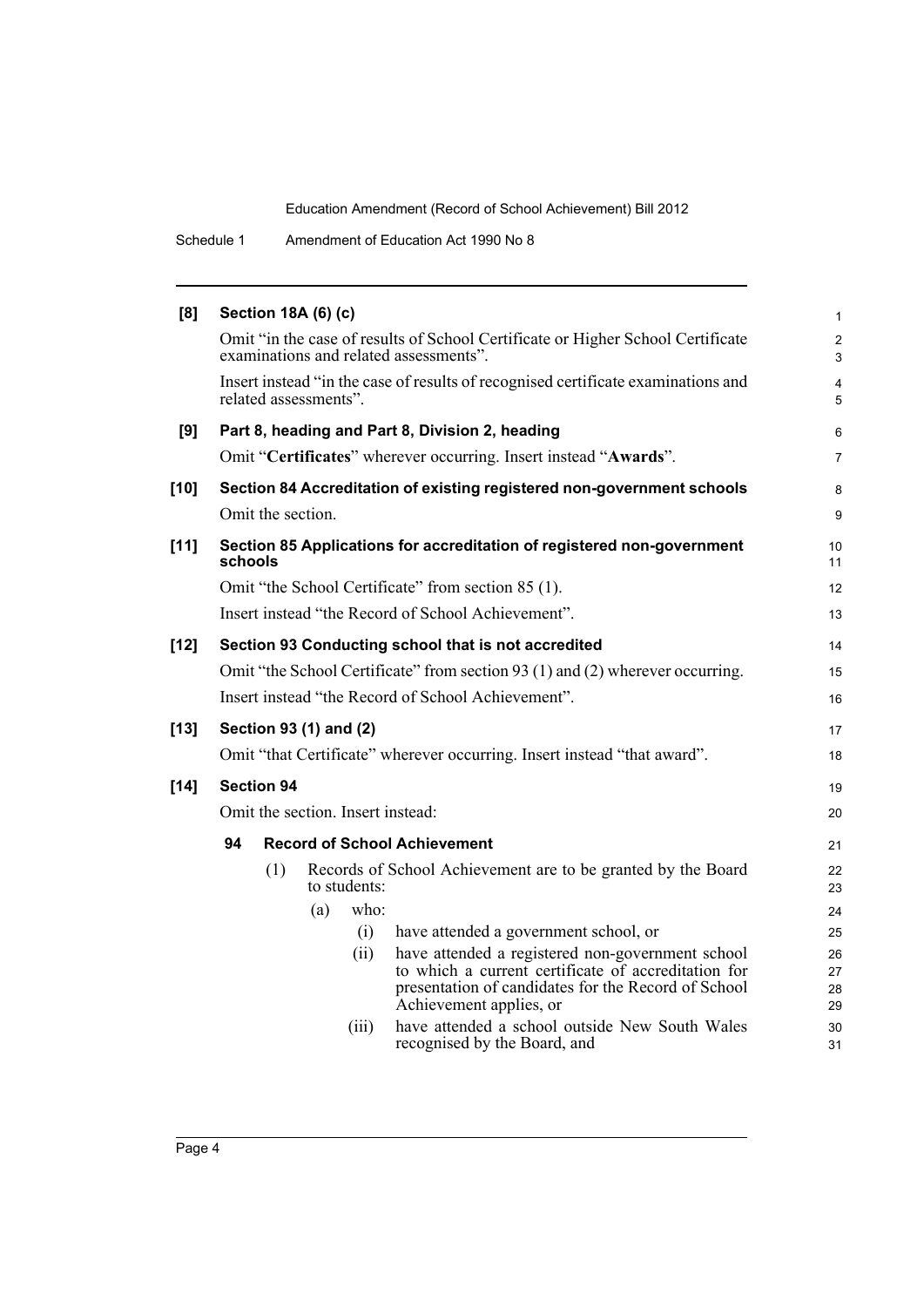**[8] Section 18A (6) (c)**

Omit "in the case of results of School Certificate or Higher School Certificate examinations and related assessments".

Insert instead "in the case of results of recognised certificate examinations and related assessments".

**[9] Part 8, heading and Part 8, Division 2, heading**

Omit "**Certificates**" wherever occurring. Insert instead "**Awards**".

**[10] Section 84 Accreditation of existing registered non-government schools**

Omit the section.

**[11] Section 85 Applications for accreditation of registered non-government schools**

Omit "the School Certificate" from section 85 (1).

Insert instead "the Record of School Achievement".

**[12] Section 93 Conducting school that is not accredited**

Omit "the School Certificate" from section 93 (1) and (2) wherever occurring.

Insert instead "the Record of School Achievement".

**[13] Section 93 (1) and (2)**

Omit "that Certificate" wherever occurring. Insert instead "that award".

**[14] Section 94**

Omit the section. Insert instead:

**94 Record of School Achievement**

(1) Records of School Achievement are to be granted by the Board to students:

(a) who:

(i) have attended a government school, or

(ii) have attended a registered non-government school to which a current certificate of accreditation for presentation of candidates for the Record of School Achievement applies, or

(iii) have attended a school outside New South Wales recognised by the Board, and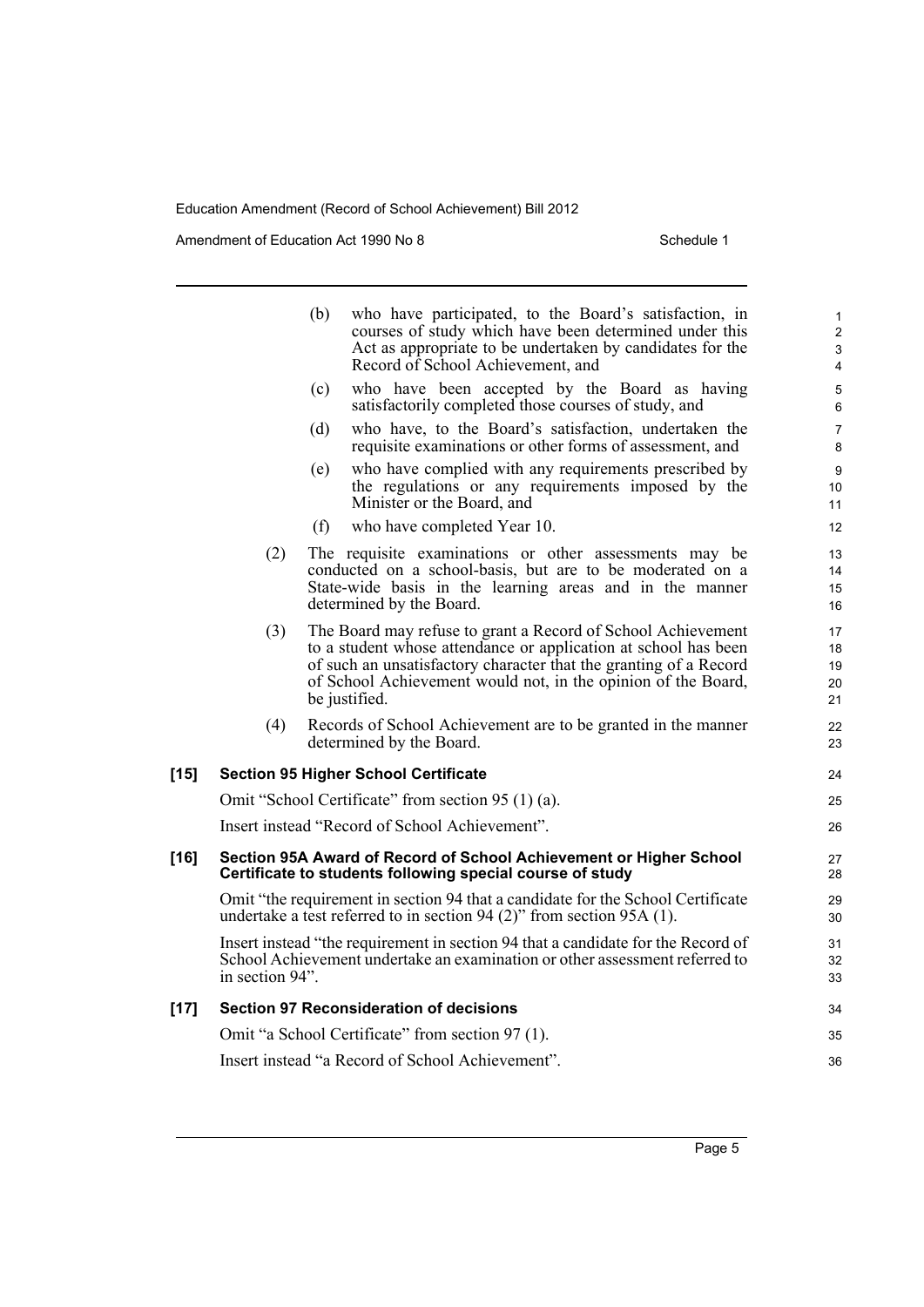(b) who have participated, to the Board's satisfaction, in courses of study which have been determined under this Act as appropriate to be undertaken by candidates for the Record of School Achievement, and

(c) who have been accepted by the Board as having satisfactorily completed those courses of study, and

(d) who have, to the Board's satisfaction, undertaken the requisite examinations or other forms of assessment, and

(e) who have complied with any requirements prescribed by the regulations or any requirements imposed by the Minister or the Board, and

(f) who have completed Year 10.

(2) The requisite examinations or other assessments may be conducted on a school-basis, but are to be moderated on a State-wide basis in the learning areas and in the manner determined by the Board.

(3) The Board may refuse to grant a Record of School Achievement to a student whose attendance or application at school has been of such an unsatisfactory character that the granting of a Record of School Achievement would not, in the opinion of the Board, be justified.

(4) Records of School Achievement are to be granted in the manner determined by the Board.

**[15] Section 95 Higher School Certificate**

Omit "School Certificate" from section 95 (1) (a).

Insert instead "Record of School Achievement".

**[16] Section 95A Award of Record of School Achievement or Higher School Certificate to students following special course of study**

Omit "the requirement in section 94 that a candidate for the School Certificate undertake a test referred to in section 94 (2)" from section 95A (1).

Insert instead "the requirement in section 94 that a candidate for the Record of School Achievement undertake an examination or other assessment referred to in section 94".

**[17] Section 97 Reconsideration of decisions**

Omit "a School Certificate" from section 97 (1).

Insert instead "a Record of School Achievement".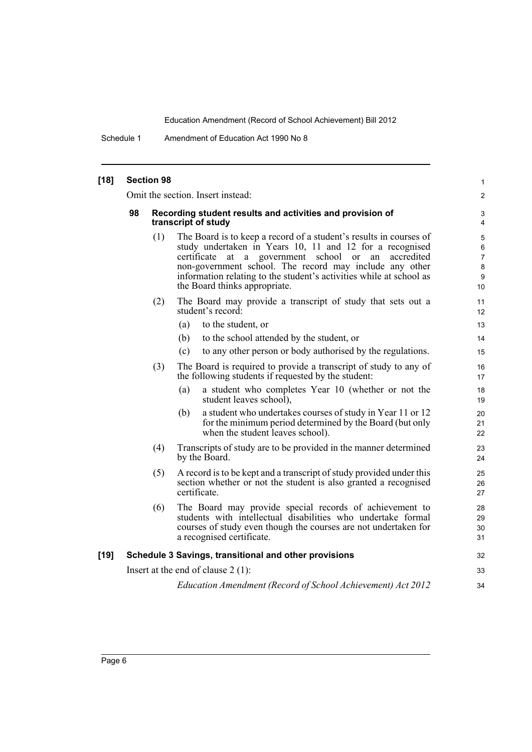**[18] Section 98**

Omit the section. Insert instead:

**98 Recording student results and activities and provision of transcript of study**

(1) The Board is to keep a record of a student's results in courses of study undertaken in Years 10, 11 and 12 for a recognised certificate at a government school or an accredited non-government school. The record may include any other information relating to the student's activities while at school as the Board thinks appropriate.

(2) The Board may provide a transcript of study that sets out a student's record:

- (a) to the student, or
- (b) to the school attended by the student, or
- (c) to any other person or body authorised by the regulations.

(3) The Board is required to provide a transcript of study to any of the following students if requested by the student:

- (a) a student who completes Year 10 (whether or not the student leaves school),
- (b) a student who undertakes courses of study in Year 11 or 12 for the minimum period determined by the Board (but only when the student leaves school).

(4) Transcripts of study are to be provided in the manner determined by the Board.

(5) A record is to be kept and a transcript of study provided under this section whether or not the student is also granted a recognised certificate.

(6) The Board may provide special records of achievement to students with intellectual disabilities who undertake formal courses of study even though the courses are not undertaken for a recognised certificate.

**[19] Schedule 3 Savings, transitional and other provisions**

Insert at the end of clause 2 (1):

*Education Amendment (Record of School Achievement) Act 2012*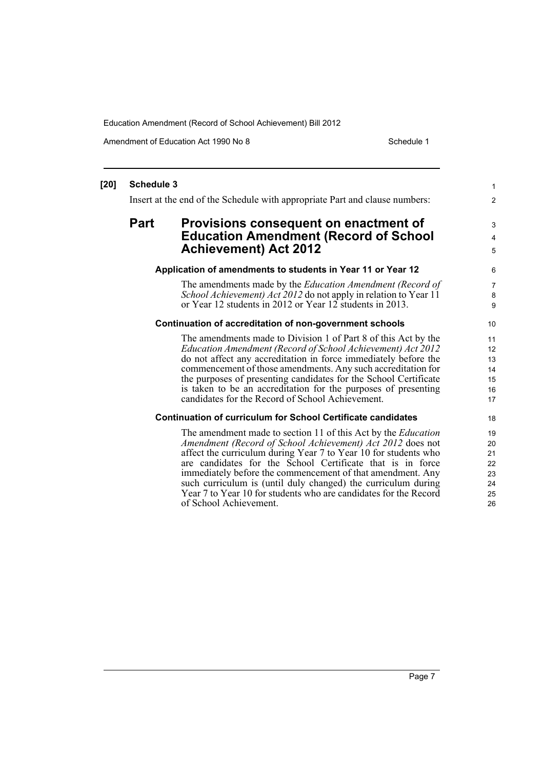**[20] Schedule 3**

Insert at the end of the Schedule with appropriate Part and clause numbers:

## Part Provisions consequent on enactment of Education Amendment (Record of School Achievement) Act 2012

### Application of amendments to students in Year 11 or Year 12

The amendments made by the *Education Amendment (Record of School Achievement) Act 2012* do not apply in relation to Year 11 or Year 12 students in 2012 or Year 12 students in 2013.

### Continuation of accreditation of non-government schools

The amendments made to Division 1 of Part 8 of this Act by the *Education Amendment (Record of School Achievement) Act 2012* do not affect any accreditation in force immediately before the commencement of those amendments. Any such accreditation for the purposes of presenting candidates for the School Certificate is taken to be an accreditation for the purposes of presenting candidates for the Record of School Achievement.

### Continuation of curriculum for School Certificate candidates

The amendment made to section 11 of this Act by the *Education Amendment (Record of School Achievement) Act 2012* does not affect the curriculum during Year 7 to Year 10 for students who are candidates for the School Certificate that is in force immediately before the commencement of that amendment. Any such curriculum is (until duly changed) the curriculum during Year 7 to Year 10 for students who are candidates for the Record of School Achievement.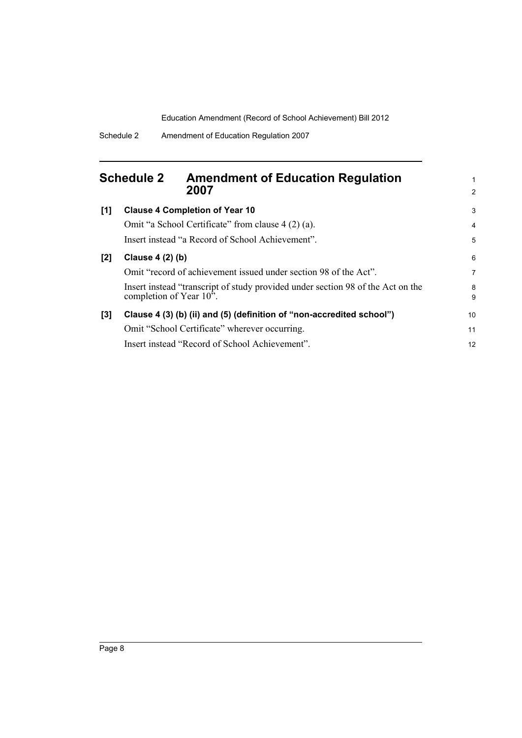## Schedule 2 Amendment of Education Regulation 2007

**[1] Clause 4 Completion of Year 10**

Omit "a School Certificate" from clause 4 (2) (a).

Insert instead "a Record of School Achievement".

**[2] Clause 4 (2) (b)**

Omit "record of achievement issued under section 98 of the Act".

Insert instead "transcript of study provided under section 98 of the Act on the completion of Year 10".

**[3] Clause 4 (3) (b) (ii) and (5) (definition of "non-accredited school")**

Omit "School Certificate" wherever occurring.

Insert instead "Record of School Achievement".